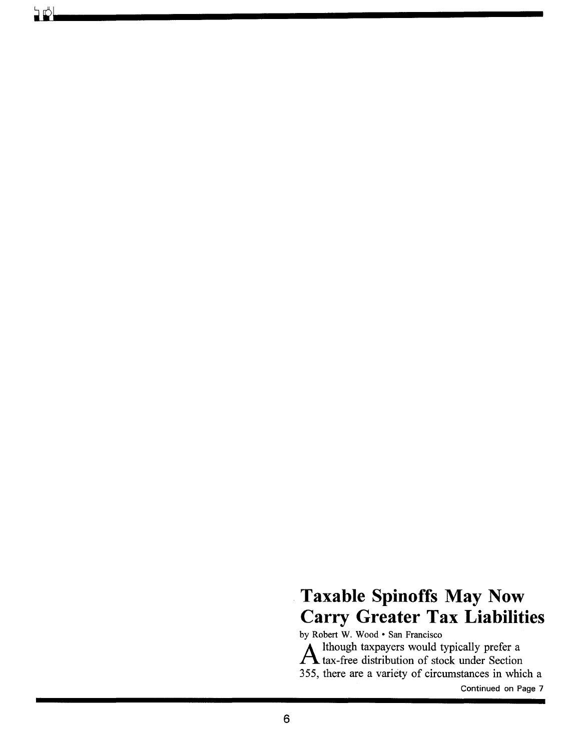# Taxable Spinoffs May Now Carry Greater Tax Liabilities

by Robert W. Wood • San Francisco

Although taxpayers would typically prefer a tax-free distribution of stock under Section 355, there are a variety of circumstances in which a

Continued on Page 7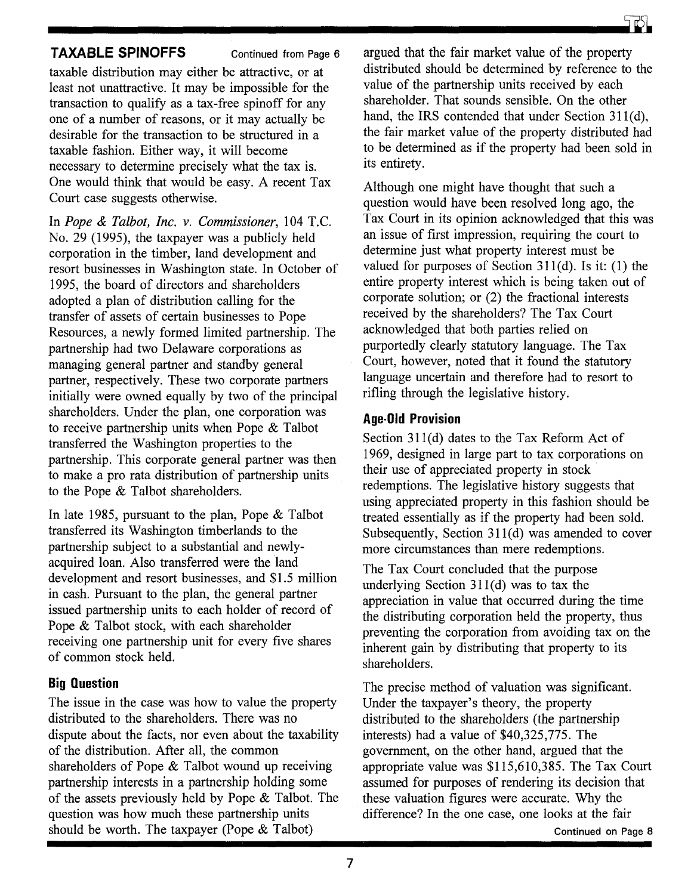## TAXABLE SPINOFFS

Continued from Page 6

taxable distribution may either be attractive, or at least not unattractive. It may be impossible for the transaction to qualify as a tax-free spinoff for any one of a number of reasons, or it may actually be desirable for the transaction to be structured in a taxable fashion. Either way, it will become necessary to determine precisely what the tax is. One would think that would be easy. A recent Tax Court case suggests otherwise.

In *Pope & Talbot, Inc. v. Commissioner*, 104 T.C. No. 29 (1995), the taxpayer was a publicly held corporation in the timber, land development and resort businesses in Washington state. In October of 1995, the board of directors and shareholders adopted a plan of distribution calling for the transfer of assets of certain businesses to Pope Resources, a newly formed limited partnership. The partnership had two Delaware corporations as managing general partner and standby general partner, respectively. These two corporate partners initially were owned equally by two of the principal shareholders. Under the plan, one corporation was to receive partnership units when Pope & Talbot transferred the Washington properties to the partnership. This corporate general partner was then to make a pro rata distribution of partnership units to the Pope & Talbot shareholders.

In late 1985, pursuant to the plan, Pope & Talbot transferred its Washington timberlands to the partnership subject to a substantial and newly-acquired loan. Also transferred were the land development and resort businesses, and $1.5 million in cash. Pursuant to the plan, the general partner issued partnership units to each holder of record of Pope & Talbot stock, with each shareholder receiving one partnership unit for every five shares of common stock held.

### Big Question

The issue in the case was how to value the property distributed to the shareholders. There was no dispute about the facts, nor even about the taxability of the distribution. After all, the common shareholders of Pope & Talbot wound up receiving partnership interests in a partnership holding some of the assets previously held by Pope & Talbot. The question was how much these partnership units should be worth. The taxpayer (Pope & Talbot) argued that the fair market value of the property distributed should be determined by reference to the value of the partnership units received by each shareholder. That sounds sensible. On the other hand, the IRS contended that under Section 311(d), the fair market value of the property distributed had to be determined as if the property had been sold in its entirety.

Although one might have thought that such a question would have been resolved long ago, the Tax Court in its opinion acknowledged that this was an issue of first impression, requiring the court to determine just what property interest must be valued for purposes of Section 311(d). Is it: (1) the entire property interest which is being taken out of corporate solution; or (2) the fractional interests received by the shareholders? The Tax Court acknowledged that both parties relied on purportedly clearly statutory language. The Tax Court, however, noted that it found the statutory language uncertain and therefore had to resort to rifling through the legislative history.

### Age-Old Provision

Section 311(d) dates to the Tax Reform Act of 1969, designed in large part to tax corporations on their use of appreciated property in stock redemptions. The legislative history suggests that using appreciated property in this fashion should be treated essentially as if the property had been sold. Subsequently, Section 311(d) was amended to cover more circumstances than mere redemptions.

The Tax Court concluded that the purpose underlying Section 311(d) was to tax the appreciation in value that occurred during the time the distributing corporation held the property, thus preventing the corporation from avoiding tax on the inherent gain by distributing that property to its shareholders.

The precise method of valuation was significant. Under the taxpayer's theory, the property distributed to the shareholders (the partnership interests) had a value of $40,325,775. The government, on the other hand, argued that the appropriate value was $115,610,385. The Tax Court assumed for purposes of rendering its decision that these valuation figures were accurate. Why the difference? In the one case, one looks at the fair

Continued on Page 8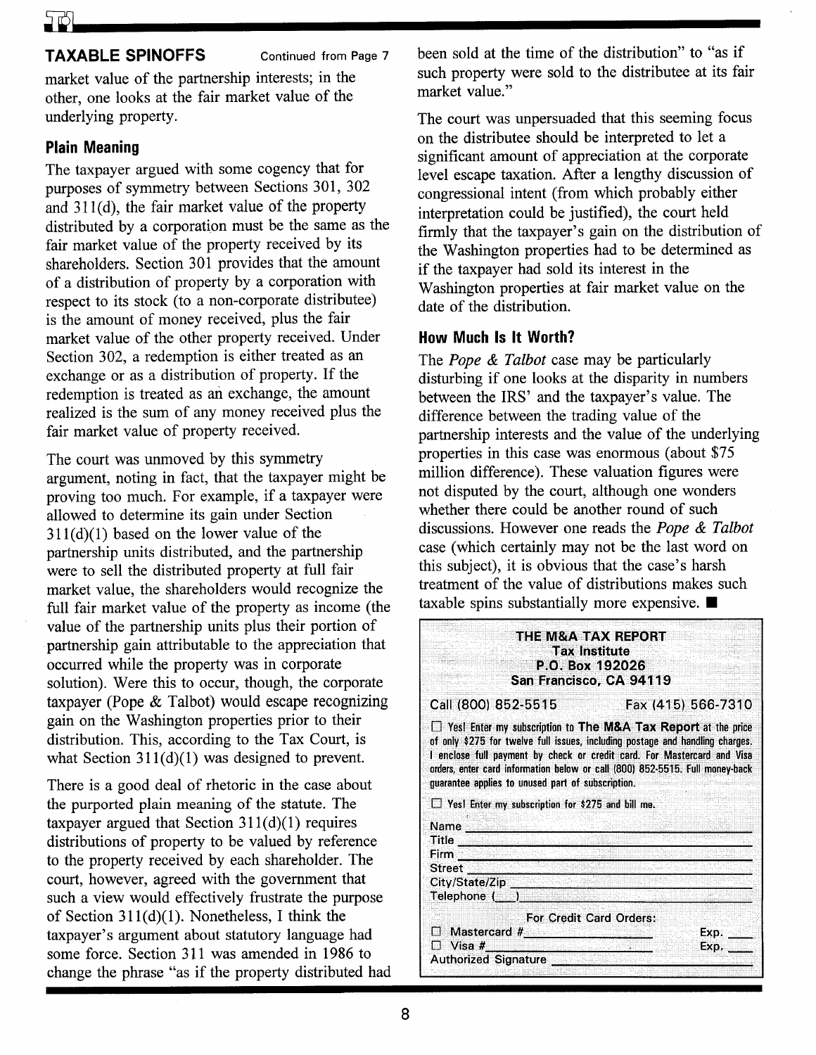## TAXABLE SPINOFFS

Continued from Page 7

market value of the partnership interests; in the other, one looks at the fair market value of the underlying property.

### Plain Meaning

The taxpayer argued with some cogency that for purposes of symmetry between Sections 301, 302 and 311(d), the fair market value of the property distributed by a corporation must be the same as the fair market value of the property received by its shareholders. Section 301 provides that the amount of a distribution of property by a corporation with respect to its stock (to a non-corporate distributee) is the amount of money received, plus the fair market value of the other property received. Under Section 302, a redemption is either treated as an exchange or as a distribution of property. If the redemption is treated as an exchange, the amount realized is the sum of any money received plus the fair market value of property received.

The court was unmoved by this symmetry argument, noting in fact, that the taxpayer might be proving too much. For example, if a taxpayer were allowed to determine its gain under Section 311(d)(1) based on the lower value of the partnership units distributed, and the partnership were to sell the distributed property at full fair market value, the shareholders would recognize the full fair market value of the property as income (the value of the partnership units plus their portion of partnership gain attributable to the appreciation that occurred while the property was in corporate solution). Were this to occur, though, the corporate taxpayer (Pope & Talbot) would escape recognizing gain on the Washington properties prior to their distribution. This, according to the Tax Court, is what Section 311(d)(1) was designed to prevent.

There is a good deal of rhetoric in the case about the purported plain meaning of the statute. The taxpayer argued that Section 311(d)(1) requires distributions of property to be valued by reference to the property received by each shareholder. The court, however, agreed with the government that such a view would effectively frustrate the purpose of Section 311(d)(1). Nonetheless, I think the taxpayer's argument about statutory language had some force. Section 311 was amended in 1986 to change the phrase "as if the property distributed had been sold at the time of the distribution" to "as if such property were sold to the distributee at its fair market value."

The court was unpersuaded that this seeming focus on the distributee should be interpreted to let a significant amount of appreciation at the corporate level escape taxation. After a lengthy discussion of congressional intent (from which probably either interpretation could be justified), the court held firmly that the taxpayer's gain on the distribution of the Washington properties had to be determined as if the taxpayer had sold its interest in the Washington properties at fair market value on the date of the distribution.

### How Much Is It Worth?

The *Pope & Talbot* case may be particularly disturbing if one looks at the disparity in numbers between the IRS' and the taxpayer's value. The difference between the trading value of the partnership interests and the value of the underlying properties in this case was enormous (about $75 million difference). These valuation figures were not disputed by the court, although one wonders whether there could be another round of such discussions. However one reads the *Pope & Talbot* case (which certainly may not be the last word on this subject), it is obvious that the case's harsh treatment of the value of distributions makes such taxable spins substantially more expensive. ■

**THE M&A TAX REPORT**
**Tax Institute**
**P.O. Box 192026**
**San Francisco, CA 94119**

Call (800) 852-5515 Fax (415) 566-7310

☐ Yes! Enter my subscription to **The M&A Tax Report** at the price of only $275 for twelve full issues, including postage and handling charges. I enclose full payment by check or credit card. For Mastercard and Visa orders, enter card information below or call (800) 852-5515. Full money-back guarantee applies to unused part of subscription.

☐ Yes! Enter my subscription for $275 and bill me.

Name ______________________
Title ______________________
Firm ______________________
Street ______________________
City/State/Zip ______________________
Telephone (___)______________________

For Credit Card Orders:

☐ Mastercard #______________________ Exp. ___
☐ Visa #______________________ Exp. ___
Authorized Signature ______________________